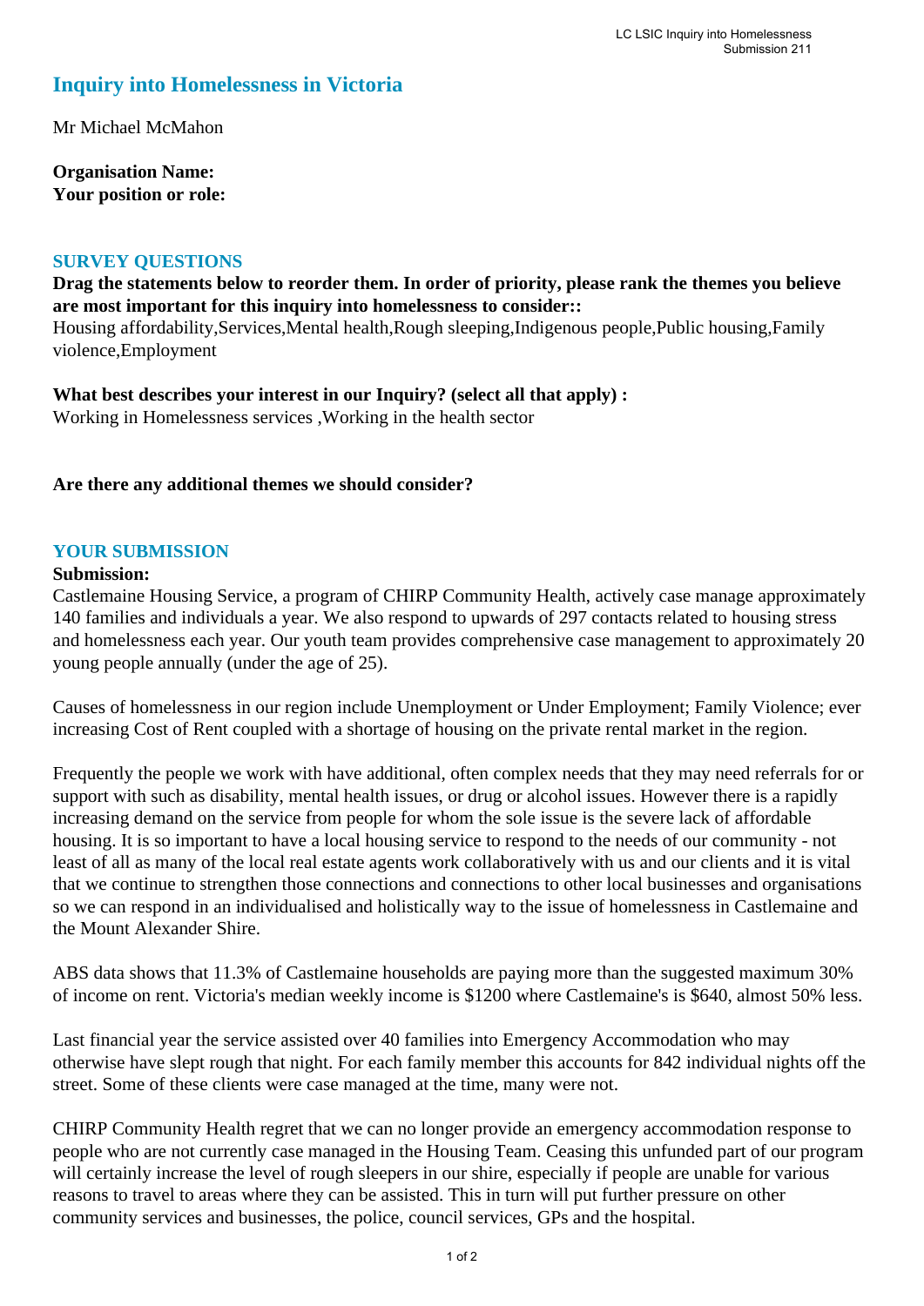# Inquiry into Homelessness in Victoria

Mr Michael McMahon

**Organisation Name:**
**Your position or role:**

## SURVEY QUESTIONS

**Drag the statements below to reorder them. In order of priority, please rank the themes you believe are most important for this inquiry into homelessness to consider::**
Housing affordability,Services,Mental health,Rough sleeping,Indigenous people,Public housing,Family violence,Employment

**What best describes your interest in our Inquiry? (select all that apply) :**
Working in Homelessness services ,Working in the health sector

**Are there any additional themes we should consider?**

## YOUR SUBMISSION

**Submission:**
Castlemaine Housing Service, a program of CHIRP Community Health, actively case manage approximately 140 families and individuals a year. We also respond to upwards of 297 contacts related to housing stress and homelessness each year. Our youth team provides comprehensive case management to approximately 20 young people annually (under the age of 25).

Causes of homelessness in our region include Unemployment or Under Employment; Family Violence; ever increasing Cost of Rent coupled with a shortage of housing on the private rental market in the region.

Frequently the people we work with have additional, often complex needs that they may need referrals for or support with such as disability, mental health issues, or drug or alcohol issues. However there is a rapidly increasing demand on the service from people for whom the sole issue is the severe lack of affordable housing. It is so important to have a local housing service to respond to the needs of our community - not least of all as many of the local real estate agents work collaboratively with us and our clients and it is vital that we continue to strengthen those connections and connections to other local businesses and organisations so we can respond in an individualised and holistically way to the issue of homelessness in Castlemaine and the Mount Alexander Shire.

ABS data shows that 11.3% of Castlemaine households are paying more than the suggested maximum 30% of income on rent. Victoria's median weekly income is $1200 where Castlemaine's is $640, almost 50% less.

Last financial year the service assisted over 40 families into Emergency Accommodation who may otherwise have slept rough that night. For each family member this accounts for 842 individual nights off the street. Some of these clients were case managed at the time, many were not.

CHIRP Community Health regret that we can no longer provide an emergency accommodation response to people who are not currently case managed in the Housing Team. Ceasing this unfunded part of our program will certainly increase the level of rough sleepers in our shire, especially if people are unable for various reasons to travel to areas where they can be assisted. This in turn will put further pressure on other community services and businesses, the police, council services, GPs and the hospital.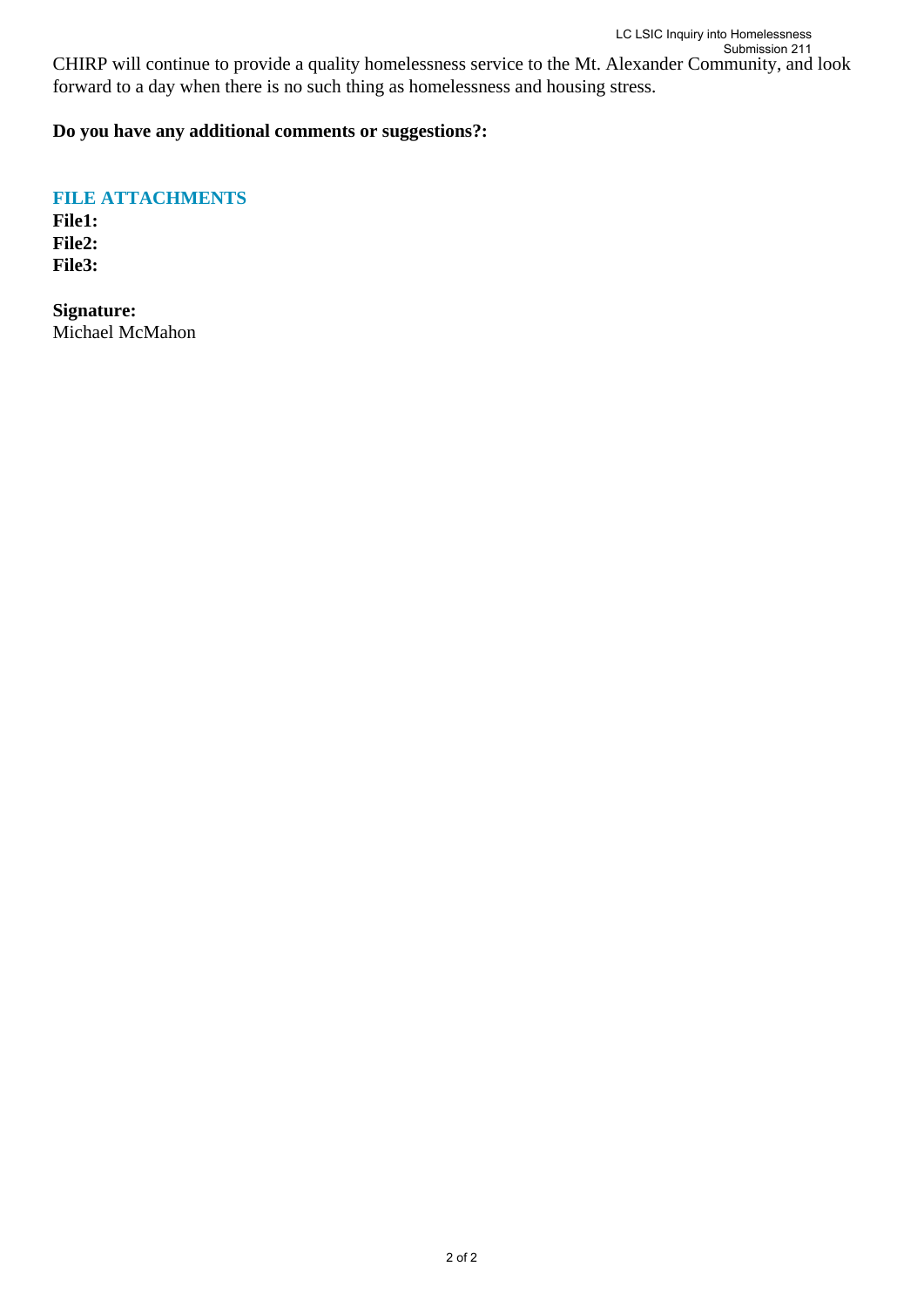CHIRP will continue to provide a quality homelessness service to the Mt. Alexander Community, and look forward to a day when there is no such thing as homelessness and housing stress.

**Do you have any additional comments or suggestions?:**

## FILE ATTACHMENTS

**File1:**
**File2:**
**File3:**

**Signature:**
Michael McMahon